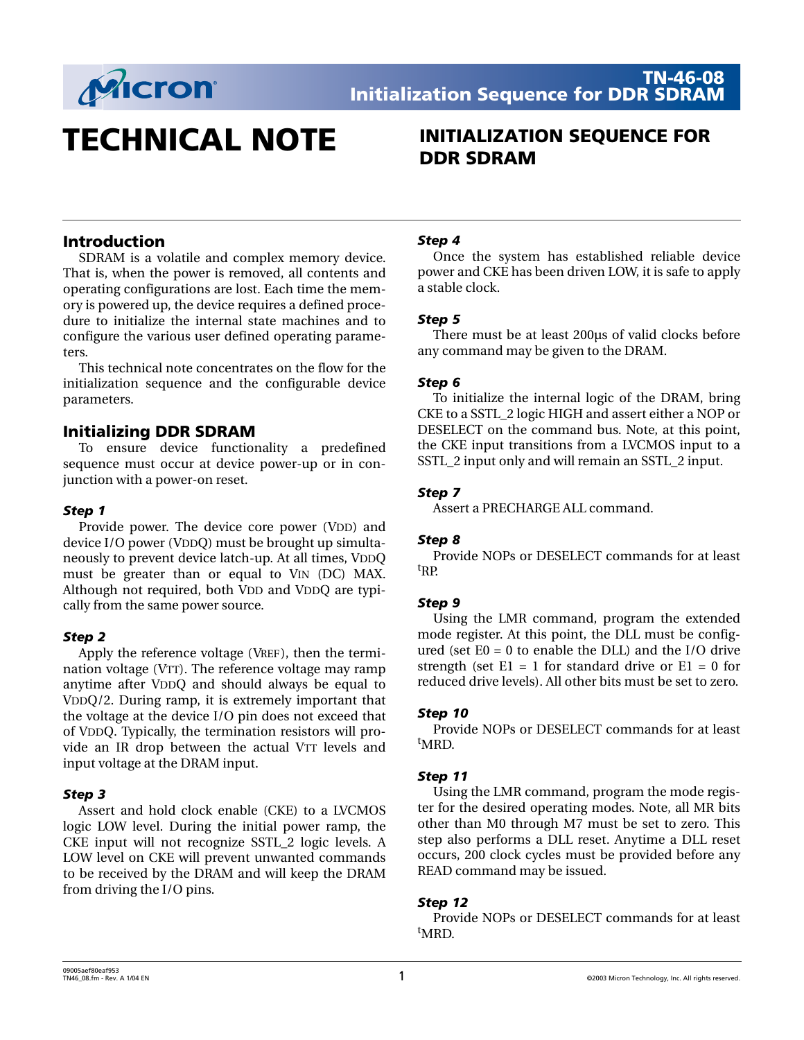# TECHNICAL NOTE

# INITIALIZATION SEQUENCE FOR DDR SDRAM

## Introduction

SDRAM is a volatile and complex memory device. That is, when the power is removed, all contents and operating configurations are lost. Each time the memory is powered up, the device requires a defined procedure to initialize the internal state machines and to configure the various user defined operating parameters.

This technical note concentrates on the flow for the initialization sequence and the configurable device parameters.

## Initializing DDR SDRAM

To ensure device functionality a predefined sequence must occur at device power-up or in conjunction with a power-on reset.

### Step 1

Provide power. The device core power ($V_{DD}$) and device I/O power ($V_{DDQ}$) must be brought up simultaneously to prevent device latch-up. At all times, $V_{DDQ}$ must be greater than or equal to $V_{IN}$ (DC) MAX. Although not required, both $V_{DD}$ and $V_{DDQ}$ are typically from the same power source.

### Step 2

Apply the reference voltage ($V_{REF}$), then the termination voltage ($V_{TT}$). The reference voltage may ramp anytime after $V_{DDQ}$ and should always be equal to $V_{DDQ}/2$. During ramp, it is extremely important that the voltage at the device I/O pin does not exceed that of $V_{DDQ}$. Typically, the termination resistors will provide an IR drop between the actual $V_{TT}$ levels and input voltage at the DRAM input.

### Step 3

Assert and hold clock enable (CKE) to a LVCMOS logic LOW level. During the initial power ramp, the CKE input will not recognize SSTL_2 logic levels. A LOW level on CKE will prevent unwanted commands to be received by the DRAM and will keep the DRAM from driving the I/O pins.

### Step 4

Once the system has established reliable device power and CKE has been driven LOW, it is safe to apply a stable clock.

### Step 5

There must be at least 200µs of valid clocks before any command may be given to the DRAM.

### Step 6

To initialize the internal logic of the DRAM, bring CKE to a SSTL_2 logic HIGH and assert either a NOP or DESELECT on the command bus. Note, at this point, the CKE input transitions from a LVCMOS input to a SSTL_2 input only and will remain an SSTL_2 input.

### Step 7

Assert a PRECHARGE ALL command.

### Step 8

Provide NOPs or DESELECT commands for at least $^{t}$RP.

### Step 9

Using the LMR command, program the extended mode register. At this point, the DLL must be configured (set E0 = 0 to enable the DLL) and the I/O drive strength (set E1 = 1 for standard drive or E1 = 0 for reduced drive levels). All other bits must be set to zero.

### Step 10

Provide NOPs or DESELECT commands for at least $^{t}$MRD.

### Step 11

Using the LMR command, program the mode register for the desired operating modes. Note, all MR bits other than M0 through M7 must be set to zero. This step also performs a DLL reset. Anytime a DLL reset occurs, 200 clock cycles must be provided before any READ command may be issued.

### Step 12

Provide NOPs or DESELECT commands for at least $^{t}$MRD.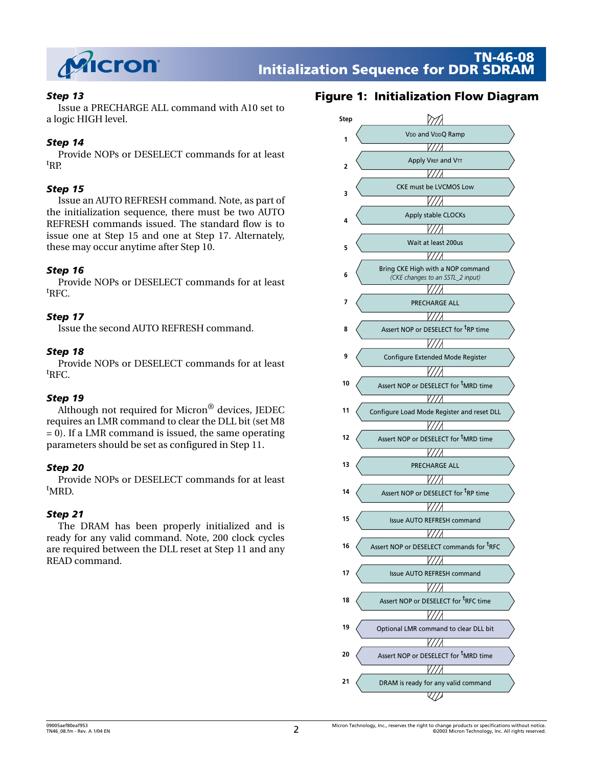### Step 13

Issue a PRECHARGE ALL command with A10 set to a logic HIGH level.

### Step 14

Provide NOPs or DESELECT commands for at least ${}^{t}RP$.

### Step 15

Issue an AUTO REFRESH command. Note, as part of the initialization sequence, there must be two AUTO REFRESH commands issued. The standard flow is to issue one at Step 15 and one at Step 17. Alternately, these may occur anytime after Step 10.

### Step 16

Provide NOPs or DESELECT commands for at least ${}^{t}RFC$.

### Step 17

Issue the second AUTO REFRESH command.

### Step 18

Provide NOPs or DESELECT commands for at least ${}^{t}RFC$.

### Step 19

Although not required for Micron® devices, JEDEC requires an LMR command to clear the DLL bit (set M8 = 0). If a LMR command is issued, the same operating parameters should be set as configured in Step 11.

### Step 20

Provide NOPs or DESELECT commands for at least ${}^{t}MRD$.

### Step 21

The DRAM has been properly initialized and is ready for any valid command. Note, 200 clock cycles are required between the DLL reset at Step 11 and any READ command.

## Figure 1: Initialization Flow Diagram

Step

1 $V_{DD}$ and $V_{DDQ}$ Ramp

2 Apply $V_{REF}$ and $V_{TT}$

3 CKE must be LVCMOS Low

4 Apply stable CLOCKs

5 Wait at least 200us

6 Bring CKE High with a NOP command *(CKE changes to an SSTL_2 input)*

7 PRECHARGE ALL

8 Assert NOP or DESELECT for ${}^{t}RP$ time

9 Configure Extended Mode Register

10 Assert NOP or DESELECT for ${}^{t}MRD$ time

11 Configure Load Mode Register and reset DLL

12 Assert NOP or DESELECT for ${}^{t}MRD$ time

13 PRECHARGE ALL

14 Assert NOP or DESELECT for ${}^{t}RP$ time

15 Issue AUTO REFRESH command

16 Assert NOP or DESELECT commands for ${}^{t}RFC$

17 Issue AUTO REFRESH command

18 Assert NOP or DESELECT for ${}^{t}RFC$ time

19 Optional LMR command to clear DLL bit

20 Assert NOP or DESELECT for ${}^{t}MRD$ time

21 DRAM is ready for any valid command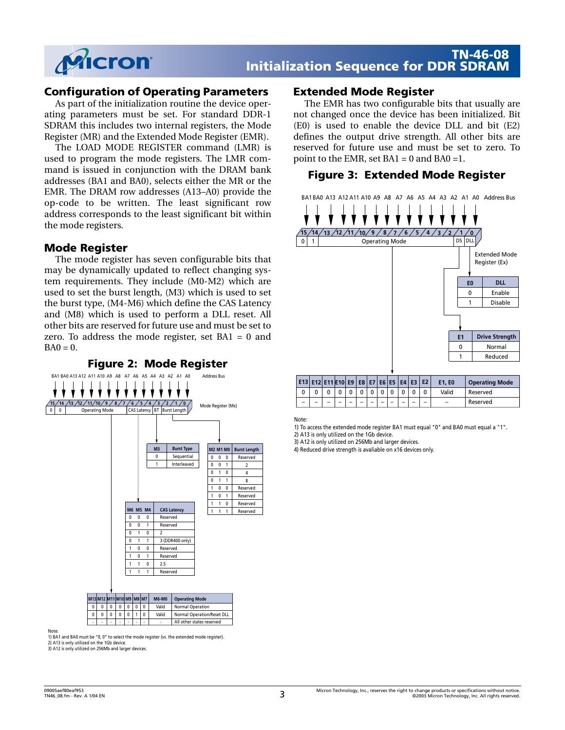## Configuration of Operating Parameters

As part of the initialization routine the device operating parameters must be set. For standard DDR-1 SDRAM this includes two internal registers, the Mode Register (MR) and the Extended Mode Register (EMR).

The LOAD MODE REGISTER command (LMR) is used to program the mode registers. The LMR command is issued in conjunction with the DRAM bank addresses (BA1 and BA0), selects either the MR or the EMR. The DRAM row addresses (A13–A0) provide the op-code to be written. The least significant row address corresponds to the least significant bit within the mode registers.

## Mode Register

The mode register has seven configurable bits that may be dynamically updated to reflect changing system requirements. They include (M0-M2) which are used to set the burst length, (M3) which is used to set the burst type, (M4-M6) which define the CAS Latency and (M8) which is used to perform a DLL reset. All other bits are reserved for future use and must be set to zero. To address the mode register, set BA1 = 0 and BA0 = 0.

### Figure 2: Mode Register

Address Bus: BA1 BA0 A13 A12 A11 A10 A9 A8 A7 A6 A5 A4 A3 A2 A1 A0

Mode Register (Mx):

| 15 | 14 | 13 | 12 | 11 | 10 | 9 | 8 | 7 | 6 | 5 | 4 | 3 | 2 | 1 | 0 |
|---|---|---|---|---|---|---|---|---|---|---|---|---|---|---|---|
| 0 | 0 | Operating Mode | | | | | | | CAS Latency | | | BT | Burst Length | | |

| M3 | Burst Type |
|---|---|
| 0 | Sequential |
| 1 | Interleaved |

| M2 | M1 | M0 | Burst Length |
|---|---|---|---|
| 0 | 0 | 0 | Reserved |
| 0 | 0 | 1 | 2 |
| 0 | 1 | 0 | 4 |
| 0 | 1 | 1 | 8 |
| 1 | 0 | 0 | Reserved |
| 1 | 0 | 1 | Reserved |
| 1 | 1 | 0 | Reserved |
| 1 | 1 | 1 | Reserved |

| M6 | M5 | M4 | CAS Latency |
|---|---|---|---|
| 0 | 0 | 0 | Reserved |
| 0 | 0 | 1 | Reserved |
| 0 | 1 | 0 | 2 |
| 0 | 1 | 1 | 3 (DDR400 only) |
| 1 | 0 | 0 | Reserved |
| 1 | 0 | 1 | Reserved |
| 1 | 1 | 0 | 2.5 |
| 1 | 1 | 1 | Reserved |

| M13 | M12 | M11 | M10 | M9 | M8 | M7 | M6-M0 | Operating Mode |
|---|---|---|---|---|---|---|---|---|
| 0 | 0 | 0 | 0 | 0 | 0 | 0 | Valid | Normal Operation |
| 0 | 0 | 0 | 0 | 0 | 1 | 0 | Valid | Normal Operation/Reset DLL |
| - | - | - | - | - | - | - | - | All other states reserved |

Note:
1) BA1 and BA0 must be "0, 0" to select the mode register (vs. the extended mode register).
2) A13 is only utilized on the 1Gb device.
3) A12 is only utilized on 256Mb and larger devices.

## Extended Mode Register

The EMR has two configurable bits that usually are not changed once the device has been initialized. Bit (E0) is used to enable the device DLL and bit (E2) defines the output drive strength. All other bits are reserved for future use and must be set to zero. To point to the EMR, set BA1 = 0 and BA0 =1.

### Figure 3: Extended Mode Register

Address Bus: BA1 BA0 A13 A12 A11 A10 A9 A8 A7 A6 A5 A4 A3 A2 A1 A0

Extended Mode Register (Ex):

| 15 | 14 | 13 | 12 | 11 | 10 | 9 | 8 | 7 | 6 | 5 | 4 | 3 | 2 | 1 | 0 |
|---|---|---|---|---|---|---|---|---|---|---|---|---|---|---|---|
| 0 | 1 | Operating Mode | | | | | | | | | | | | DS | DLL |

| E0 | DLL |
|---|---|
| 0 | Enable |
| 1 | Disable |

| E1 | Drive Strength |
|---|---|
| 0 | Normal |
| 1 | Reduced |

| E13 | E12 | E11 | E10 | E9 | E8 | E7 | E6 | E5 | E4 | E3 | E2 | E1, E0 | Operating Mode |
|---|---|---|---|---|---|---|---|---|---|---|---|---|---|
| 0 | 0 | 0 | 0 | 0 | 0 | 0 | 0 | 0 | 0 | 0 | 0 | Valid | Reserved |
| – | – | – | – | – | – | – | – | – | – | – | – | – | Reserved |

Note:
1) To access the extended mode register BA1 must equal "0" and BA0 must equal a "1".
2) A13 is only utilized on the 1Gb device.
3) A12 is only utilized on 256Mb and larger devices.
4) Reduced drive strength is avaliable on x16 devices only.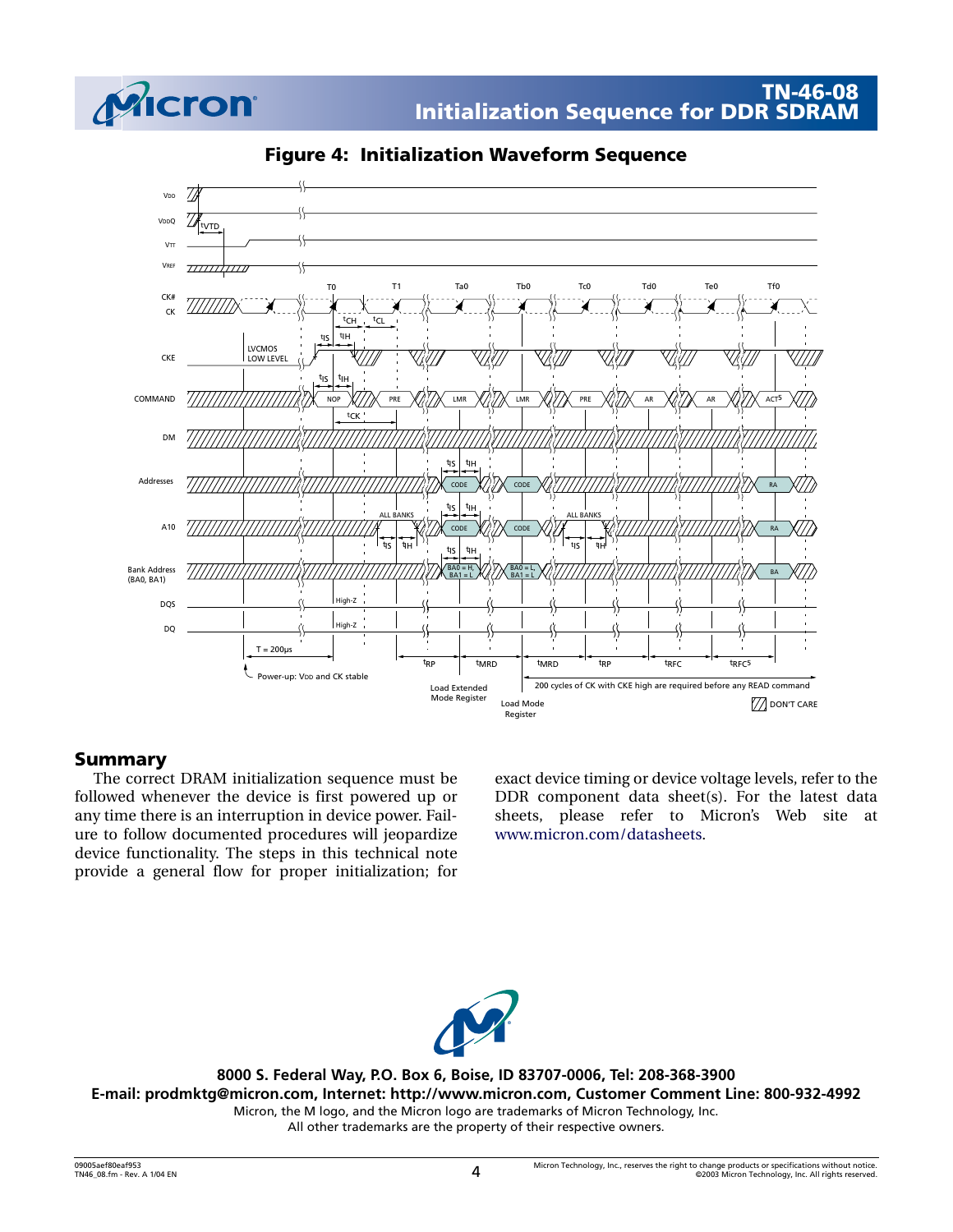## Figure 4: Initialization Waveform Sequence

VDD
VDDQ
tVTD
VTT
VREF
T0 T1 Ta0 Tb0 Tc0 Td0 Te0 Tf0
CK#
CK
tCH tCL
tIS tIH
CKE
LVCMOS LOW LEVEL
COMMAND
NOP PRE LMR LMR PRE AR AR ACT5
tCK
DM
Addresses
CODE CODE RA
A10
ALL BANKS
ALL BANKS
Bank Address (BA0, BA1)
BA0 = H, BA1 = L
BA0 = L, BA1 = L
BA
DQS
High-Z
DQ
High-Z
T = 200µs
tRP tMRD tMRD tRP tRFC tRFC5
Power-up: VDD and CK stable
Load Extended Mode Register
Load Mode Register
200 cycles of CK with CKE high are required before any READ command
DON'T CARE

## Summary

The correct DRAM initialization sequence must be followed whenever the device is first powered up or any time there is an interruption in device power. Failure to follow documented procedures will jeopardize device functionality. The steps in this technical note provide a general flow for proper initialization; for exact device timing or device voltage levels, refer to the DDR component data sheet(s). For the latest data sheets, please refer to Micron's Web site at www.micron.com/datasheets.

**8000 S. Federal Way, P.O. Box 6, Boise, ID 83707-0006, Tel: 208-368-3900**

**E-mail: prodmktg@micron.com, Internet: http://www.micron.com, Customer Comment Line: 800-932-4992**

Micron, the M logo, and the Micron logo are trademarks of Micron Technology, Inc.

All other trademarks are the property of their respective owners.

09005aef80eaf953
TN46_08.fm - Rev. A 1/04 EN

Micron Technology, Inc., reserves the right to change products or specifications without notice.
©2003 Micron Technology, Inc. All rights reserved.